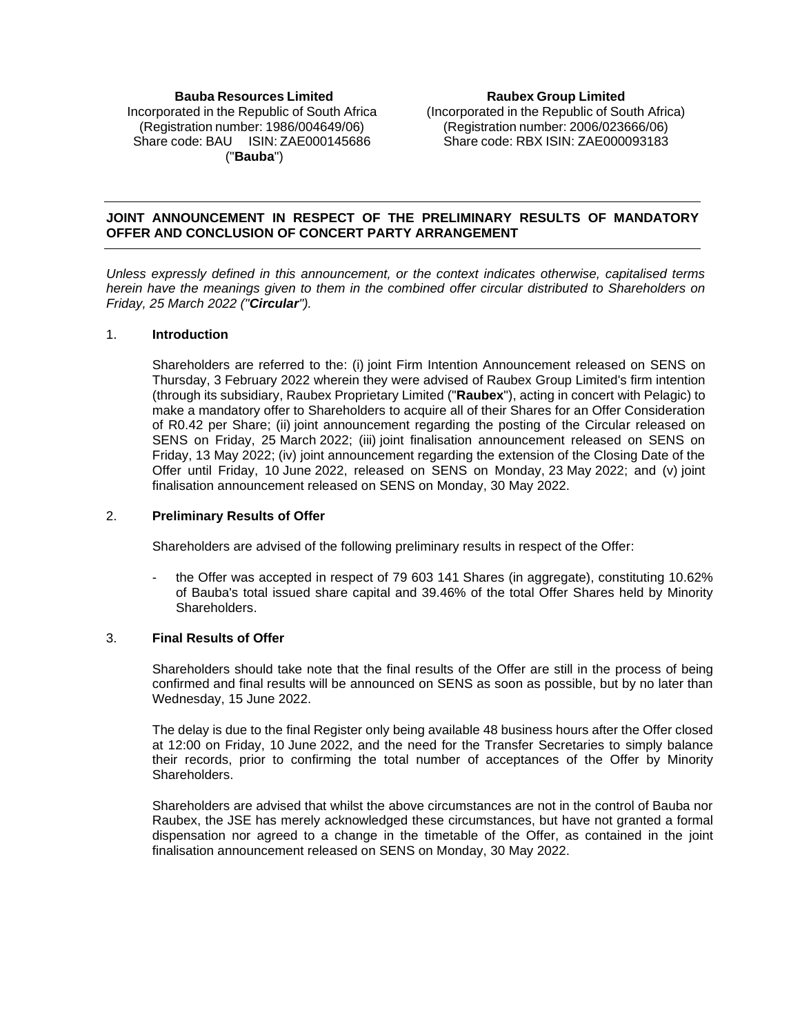**Bauba Resources Limited**
Incorporated in the Republic of South Africa
(Registration number: 1986/004649/06)
Share code: BAU ISIN: ZAE000145686
("**Bauba**")

**Raubex Group Limited**
(Incorporated in the Republic of South Africa)
(Registration number: 2006/023666/06)
Share code: RBX ISIN: ZAE000093183

---

**JOINT ANNOUNCEMENT IN RESPECT OF THE PRELIMINARY RESULTS OF MANDATORY OFFER AND CONCLUSION OF CONCERT PARTY ARRANGEMENT**

---

*Unless expressly defined in this announcement, or the context indicates otherwise, capitalised terms herein have the meanings given to them in the combined offer circular distributed to Shareholders on Friday, 25 March 2022 ("**Circular**").*

1. **Introduction**

   Shareholders are referred to the: (i) joint Firm Intention Announcement released on SENS on Thursday, 3 February 2022 wherein they were advised of Raubex Group Limited's firm intention (through its subsidiary, Raubex Proprietary Limited ("**Raubex**"), acting in concert with Pelagic) to make a mandatory offer to Shareholders to acquire all of their Shares for an Offer Consideration of R0.42 per Share; (ii) joint announcement regarding the posting of the Circular released on SENS on Friday, 25 March 2022; (iii) joint finalisation announcement released on SENS on Friday, 13 May 2022; (iv) joint announcement regarding the extension of the Closing Date of the Offer until Friday, 10 June 2022, released on SENS on Monday, 23 May 2022; and (v) joint finalisation announcement released on SENS on Monday, 30 May 2022.

2. **Preliminary Results of Offer**

   Shareholders are advised of the following preliminary results in respect of the Offer:

   - the Offer was accepted in respect of 79 603 141 Shares (in aggregate), constituting 10.62% of Bauba's total issued share capital and 39.46% of the total Offer Shares held by Minority Shareholders.

3. **Final Results of Offer**

   Shareholders should take note that the final results of the Offer are still in the process of being confirmed and final results will be announced on SENS as soon as possible, but by no later than Wednesday, 15 June 2022.

   The delay is due to the final Register only being available 48 business hours after the Offer closed at 12:00 on Friday, 10 June 2022, and the need for the Transfer Secretaries to simply balance their records, prior to confirming the total number of acceptances of the Offer by Minority Shareholders.

   Shareholders are advised that whilst the above circumstances are not in the control of Bauba nor Raubex, the JSE has merely acknowledged these circumstances, but have not granted a formal dispensation nor agreed to a change in the timetable of the Offer, as contained in the joint finalisation announcement released on SENS on Monday, 30 May 2022.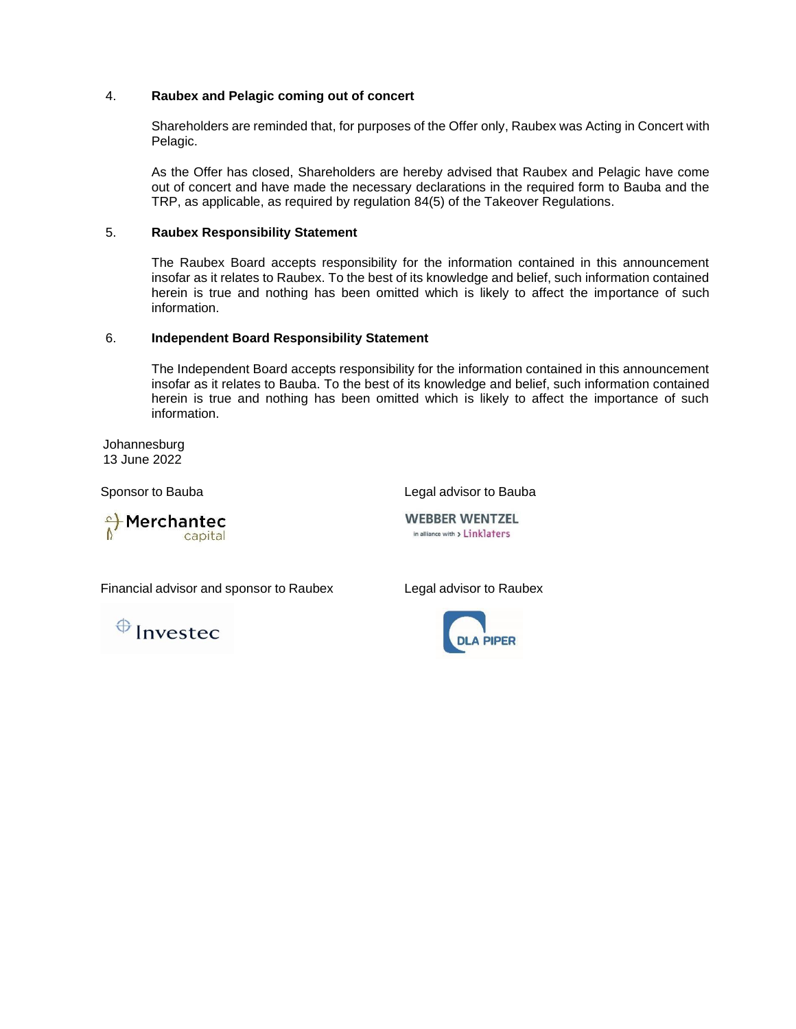4. **Raubex and Pelagic coming out of concert**

Shareholders are reminded that, for purposes of the Offer only, Raubex was Acting in Concert with Pelagic.

As the Offer has closed, Shareholders are hereby advised that Raubex and Pelagic have come out of concert and have made the necessary declarations in the required form to Bauba and the TRP, as applicable, as required by regulation 84(5) of the Takeover Regulations.

5. **Raubex Responsibility Statement**

The Raubex Board accepts responsibility for the information contained in this announcement insofar as it relates to Raubex. To the best of its knowledge and belief, such information contained herein is true and nothing has been omitted which is likely to affect the importance of such information.

6. **Independent Board Responsibility Statement**

The Independent Board accepts responsibility for the information contained in this announcement insofar as it relates to Bauba. To the best of its knowledge and belief, such information contained herein is true and nothing has been omitted which is likely to affect the importance of such information.

Johannesburg
13 June 2022

Sponsor to Bauba

Merchantec capital

Legal advisor to Bauba

WEBBER WENTZEL in alliance with Linklaters

Financial advisor and sponsor to Raubex

Investec

Legal advisor to Raubex

DLA PIPER